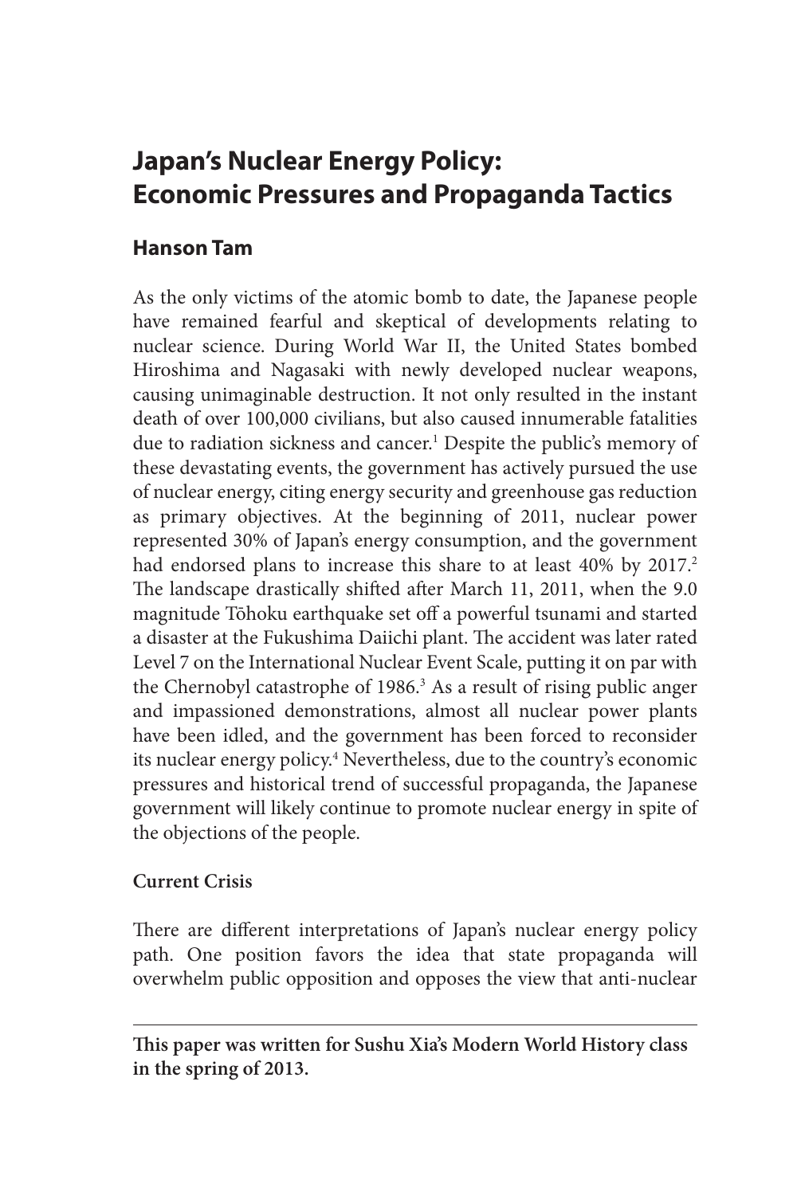# Japan's Nuclear Energy Policy: Economic Pressures and Propaganda Tactics

## Hanson Tam

As the only victims of the atomic bomb to date, the Japanese people have remained fearful and skeptical of developments relating to nuclear science. During World War II, the United States bombed Hiroshima and Nagasaki with newly developed nuclear weapons, causing unimaginable destruction. It not only resulted in the instant death of over 100,000 civilians, but also caused innumerable fatalities due to radiation sickness and cancer.[1] Despite the public's memory of these devastating events, the government has actively pursued the use of nuclear energy, citing energy security and greenhouse gas reduction as primary objectives. At the beginning of 2011, nuclear power represented 30% of Japan's energy consumption, and the government had endorsed plans to increase this share to at least 40% by 2017.[2] The landscape drastically shifted after March 11, 2011, when the 9.0 magnitude Tōhoku earthquake set off a powerful tsunami and started a disaster at the Fukushima Daiichi plant. The accident was later rated Level 7 on the International Nuclear Event Scale, putting it on par with the Chernobyl catastrophe of 1986.[3] As a result of rising public anger and impassioned demonstrations, almost all nuclear power plants have been idled, and the government has been forced to reconsider its nuclear energy policy.[4] Nevertheless, due to the country's economic pressures and historical trend of successful propaganda, the Japanese government will likely continue to promote nuclear energy in spite of the objections of the people.

### Current Crisis

There are different interpretations of Japan's nuclear energy policy path. One position favors the idea that state propaganda will overwhelm public opposition and opposes the view that anti-nuclear

**This paper was written for Sushu Xia's Modern World History class in the spring of 2013.**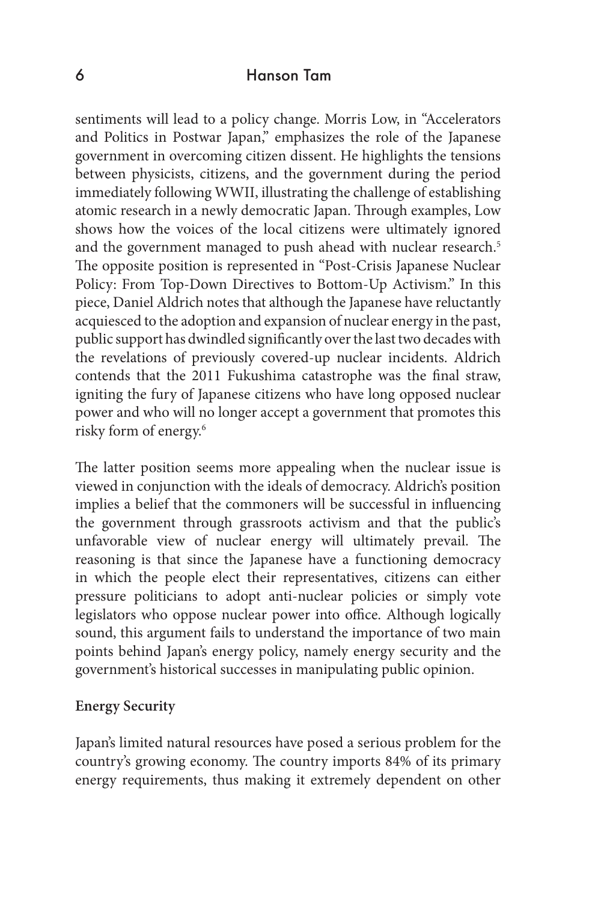sentiments will lead to a policy change. Morris Low, in "Accelerators and Politics in Postwar Japan," emphasizes the role of the Japanese government in overcoming citizen dissent. He highlights the tensions between physicists, citizens, and the government during the period immediately following WWII, illustrating the challenge of establishing atomic research in a newly democratic Japan. Through examples, Low shows how the voices of the local citizens were ultimately ignored and the government managed to push ahead with nuclear research.[5] The opposite position is represented in "Post-Crisis Japanese Nuclear Policy: From Top-Down Directives to Bottom-Up Activism." In this piece, Daniel Aldrich notes that although the Japanese have reluctantly acquiesced to the adoption and expansion of nuclear energy in the past, public support has dwindled significantly over the last two decades with the revelations of previously covered-up nuclear incidents. Aldrich contends that the 2011 Fukushima catastrophe was the final straw, igniting the fury of Japanese citizens who have long opposed nuclear power and who will no longer accept a government that promotes this risky form of energy.[6]

The latter position seems more appealing when the nuclear issue is viewed in conjunction with the ideals of democracy. Aldrich's position implies a belief that the commoners will be successful in influencing the government through grassroots activism and that the public's unfavorable view of nuclear energy will ultimately prevail. The reasoning is that since the Japanese have a functioning democracy in which the people elect their representatives, citizens can either pressure politicians to adopt anti-nuclear policies or simply vote legislators who oppose nuclear power into office. Although logically sound, this argument fails to understand the importance of two main points behind Japan's energy policy, namely energy security and the government's historical successes in manipulating public opinion.

**Energy Security**

Japan's limited natural resources have posed a serious problem for the country's growing economy. The country imports 84% of its primary energy requirements, thus making it extremely dependent on other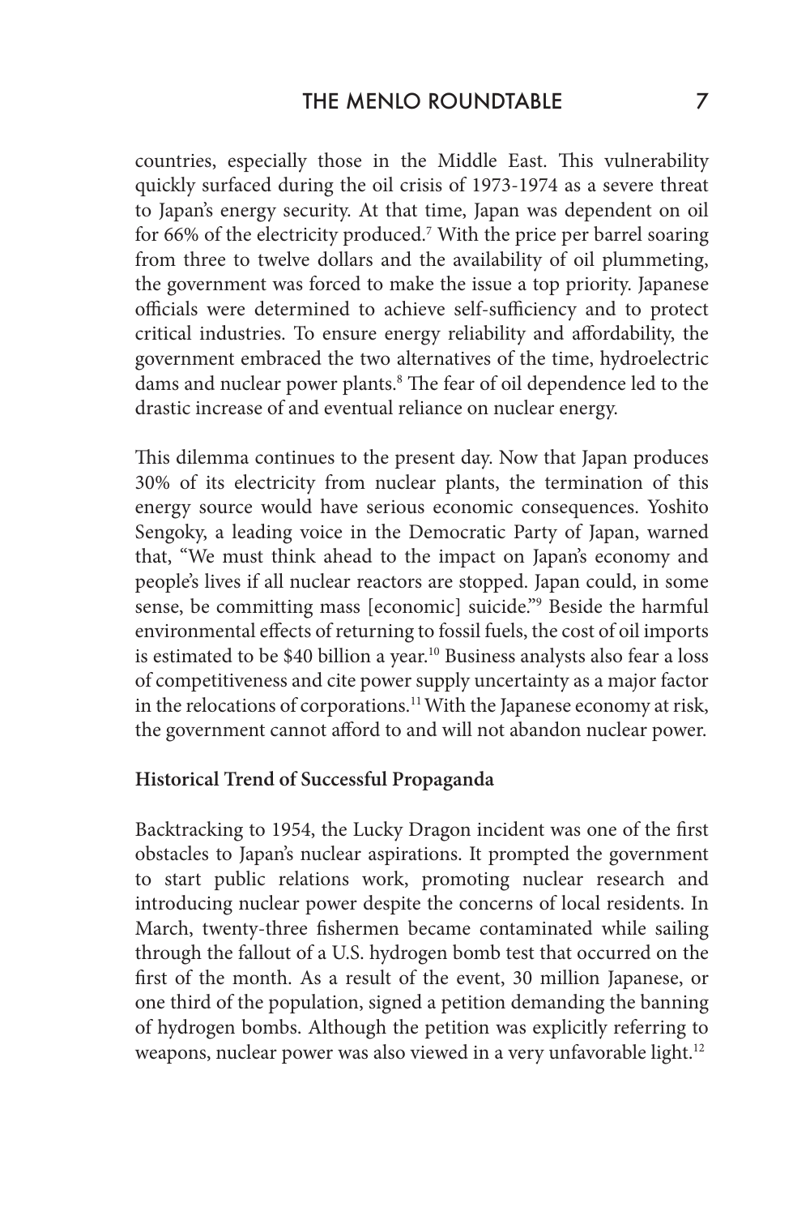countries, especially those in the Middle East. This vulnerability quickly surfaced during the oil crisis of 1973-1974 as a severe threat to Japan's energy security. At that time, Japan was dependent on oil for 66% of the electricity produced.[7] With the price per barrel soaring from three to twelve dollars and the availability of oil plummeting, the government was forced to make the issue a top priority. Japanese officials were determined to achieve self-sufficiency and to protect critical industries. To ensure energy reliability and affordability, the government embraced the two alternatives of the time, hydroelectric dams and nuclear power plants.[8] The fear of oil dependence led to the drastic increase of and eventual reliance on nuclear energy.

This dilemma continues to the present day. Now that Japan produces 30% of its electricity from nuclear plants, the termination of this energy source would have serious economic consequences. Yoshito Sengoky, a leading voice in the Democratic Party of Japan, warned that, "We must think ahead to the impact on Japan's economy and people's lives if all nuclear reactors are stopped. Japan could, in some sense, be committing mass [economic] suicide."[9] Beside the harmful environmental effects of returning to fossil fuels, the cost of oil imports is estimated to be $40 billion a year.[10] Business analysts also fear a loss of competitiveness and cite power supply uncertainty as a major factor in the relocations of corporations.[11] With the Japanese economy at risk, the government cannot afford to and will not abandon nuclear power.

**Historical Trend of Successful Propaganda**

Backtracking to 1954, the Lucky Dragon incident was one of the first obstacles to Japan's nuclear aspirations. It prompted the government to start public relations work, promoting nuclear research and introducing nuclear power despite the concerns of local residents. In March, twenty-three fishermen became contaminated while sailing through the fallout of a U.S. hydrogen bomb test that occurred on the first of the month. As a result of the event, 30 million Japanese, or one third of the population, signed a petition demanding the banning of hydrogen bombs. Although the petition was explicitly referring to weapons, nuclear power was also viewed in a very unfavorable light.[12]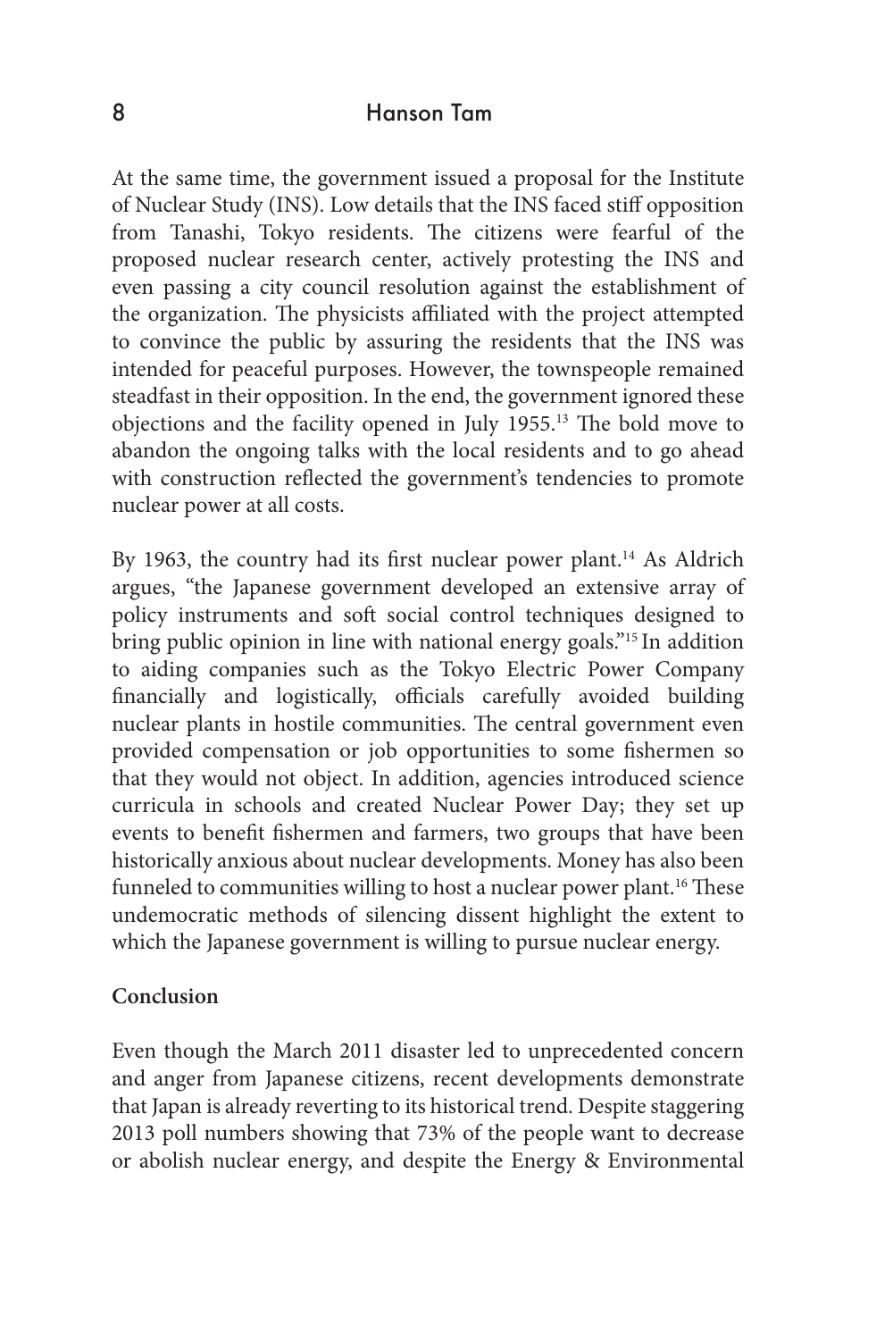At the same time, the government issued a proposal for the Institute of Nuclear Study (INS). Low details that the INS faced stiff opposition from Tanashi, Tokyo residents. The citizens were fearful of the proposed nuclear research center, actively protesting the INS and even passing a city council resolution against the establishment of the organization. The physicists affiliated with the project attempted to convince the public by assuring the residents that the INS was intended for peaceful purposes. However, the townspeople remained steadfast in their opposition. In the end, the government ignored these objections and the facility opened in July 1955.[13] The bold move to abandon the ongoing talks with the local residents and to go ahead with construction reflected the government's tendencies to promote nuclear power at all costs.

By 1963, the country had its first nuclear power plant.[14] As Aldrich argues, "the Japanese government developed an extensive array of policy instruments and soft social control techniques designed to bring public opinion in line with national energy goals."[15] In addition to aiding companies such as the Tokyo Electric Power Company financially and logistically, officials carefully avoided building nuclear plants in hostile communities. The central government even provided compensation or job opportunities to some fishermen so that they would not object. In addition, agencies introduced science curricula in schools and created Nuclear Power Day; they set up events to benefit fishermen and farmers, two groups that have been historically anxious about nuclear developments. Money has also been funneled to communities willing to host a nuclear power plant.[16] These undemocratic methods of silencing dissent highlight the extent to which the Japanese government is willing to pursue nuclear energy.

## Conclusion

Even though the March 2011 disaster led to unprecedented concern and anger from Japanese citizens, recent developments demonstrate that Japan is already reverting to its historical trend. Despite staggering 2013 poll numbers showing that 73% of the people want to decrease or abolish nuclear energy, and despite the Energy & Environmental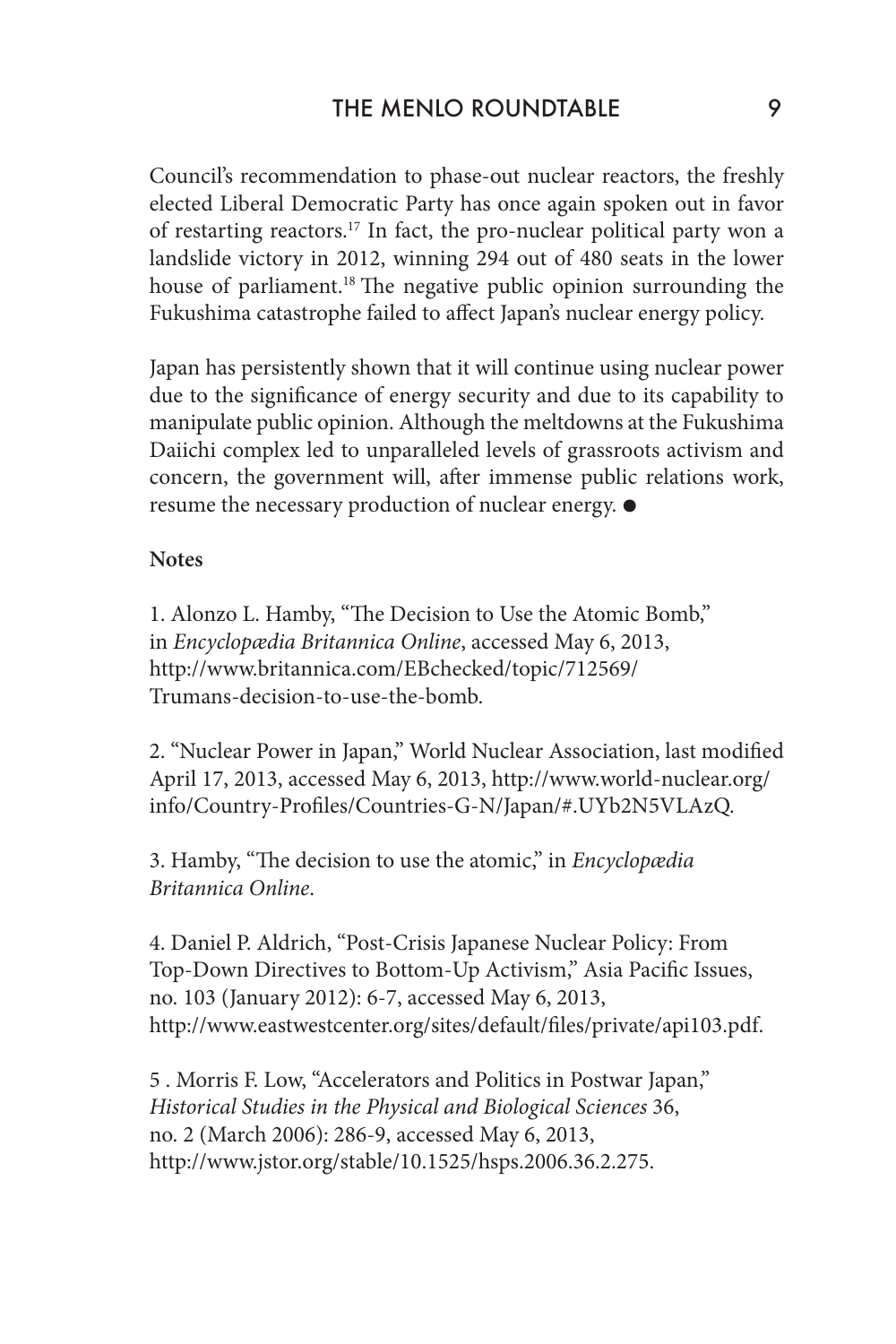Council's recommendation to phase-out nuclear reactors, the freshly elected Liberal Democratic Party has once again spoken out in favor of restarting reactors.[17] In fact, the pro-nuclear political party won a landslide victory in 2012, winning 294 out of 480 seats in the lower house of parliament.[18] The negative public opinion surrounding the Fukushima catastrophe failed to affect Japan's nuclear energy policy.

Japan has persistently shown that it will continue using nuclear power due to the significance of energy security and due to its capability to manipulate public opinion. Although the meltdowns at the Fukushima Daiichi complex led to unparalleled levels of grassroots activism and concern, the government will, after immense public relations work, resume the necessary production of nuclear energy. ●

**Notes**

1. Alonzo L. Hamby, "The Decision to Use the Atomic Bomb," in *Encyclopædia Britannica Online*, accessed May 6, 2013, http://www.britannica.com/EBchecked/topic/712569/Trumans-decision-to-use-the-bomb.

2. "Nuclear Power in Japan," World Nuclear Association, last modified April 17, 2013, accessed May 6, 2013, http://www.world-nuclear.org/info/Country-Profiles/Countries-G-N/Japan/#.UYb2N5VLAzQ.

3. Hamby, "The decision to use the atomic," in *Encyclopædia Britannica Online*.

4. Daniel P. Aldrich, "Post-Crisis Japanese Nuclear Policy: From Top-Down Directives to Bottom-Up Activism," Asia Pacific Issues, no. 103 (January 2012): 6-7, accessed May 6, 2013, http://www.eastwestcenter.org/sites/default/files/private/api103.pdf.

5 . Morris F. Low, "Accelerators and Politics in Postwar Japan," *Historical Studies in the Physical and Biological Sciences* 36, no. 2 (March 2006): 286-9, accessed May 6, 2013, http://www.jstor.org/stable/10.1525/hsps.2006.36.2.275.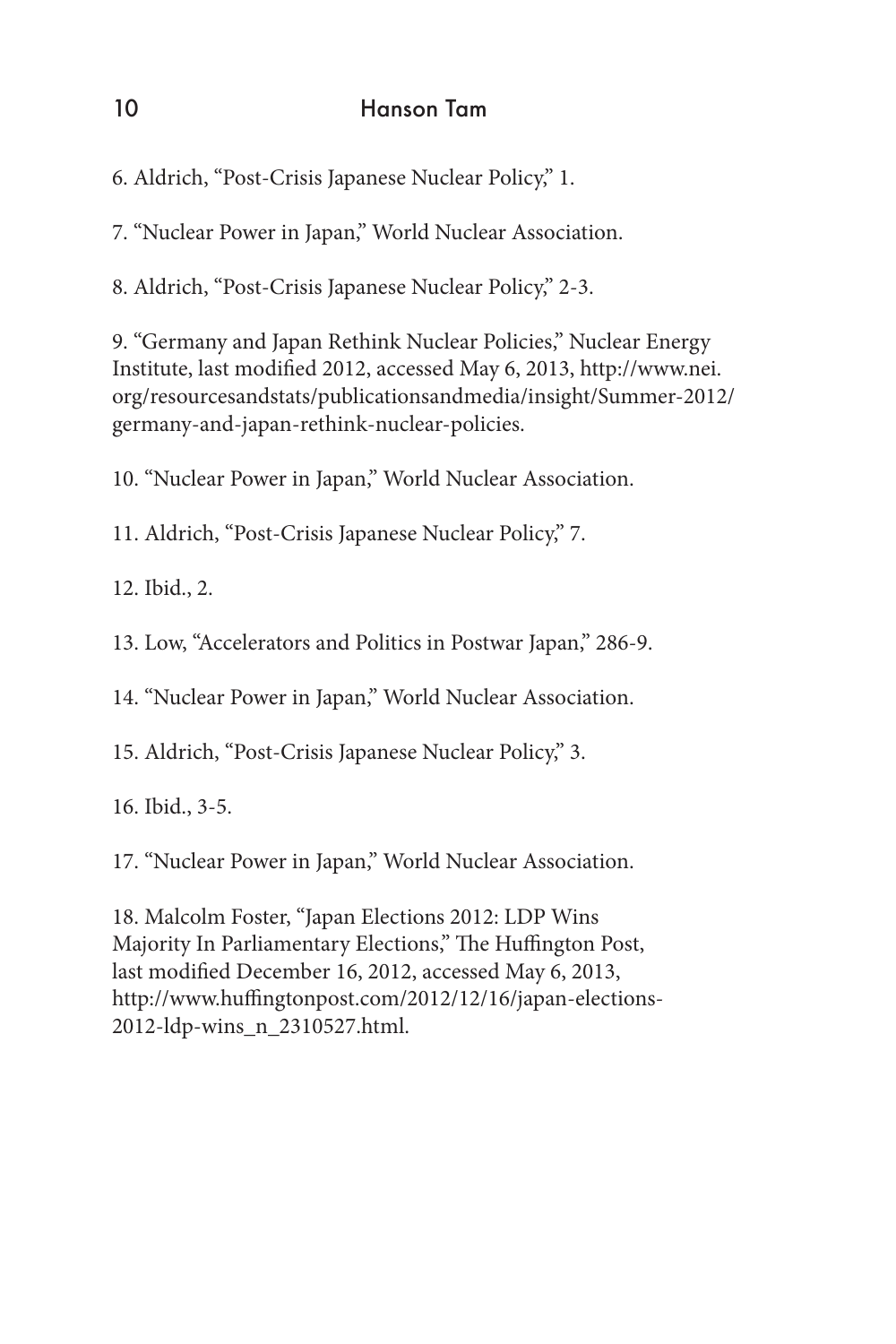6. Aldrich, "Post-Crisis Japanese Nuclear Policy," 1.

7. "Nuclear Power in Japan," World Nuclear Association.

8. Aldrich, "Post-Crisis Japanese Nuclear Policy," 2-3.

9. "Germany and Japan Rethink Nuclear Policies," Nuclear Energy Institute, last modified 2012, accessed May 6, 2013, http://www.nei.org/resourcesandstats/publicationsandmedia/insight/Summer-2012/germany-and-japan-rethink-nuclear-policies.

10. "Nuclear Power in Japan," World Nuclear Association.

11. Aldrich, "Post-Crisis Japanese Nuclear Policy," 7.

12. Ibid., 2.

13. Low, "Accelerators and Politics in Postwar Japan," 286-9.

14. "Nuclear Power in Japan," World Nuclear Association.

15. Aldrich, "Post-Crisis Japanese Nuclear Policy," 3.

16. Ibid., 3-5.

17. "Nuclear Power in Japan," World Nuclear Association.

18. Malcolm Foster, "Japan Elections 2012: LDP Wins Majority In Parliamentary Elections," The Huffington Post, last modified December 16, 2012, accessed May 6, 2013, http://www.huffingtonpost.com/2012/12/16/japan-elections-2012-ldp-wins_n_2310527.html.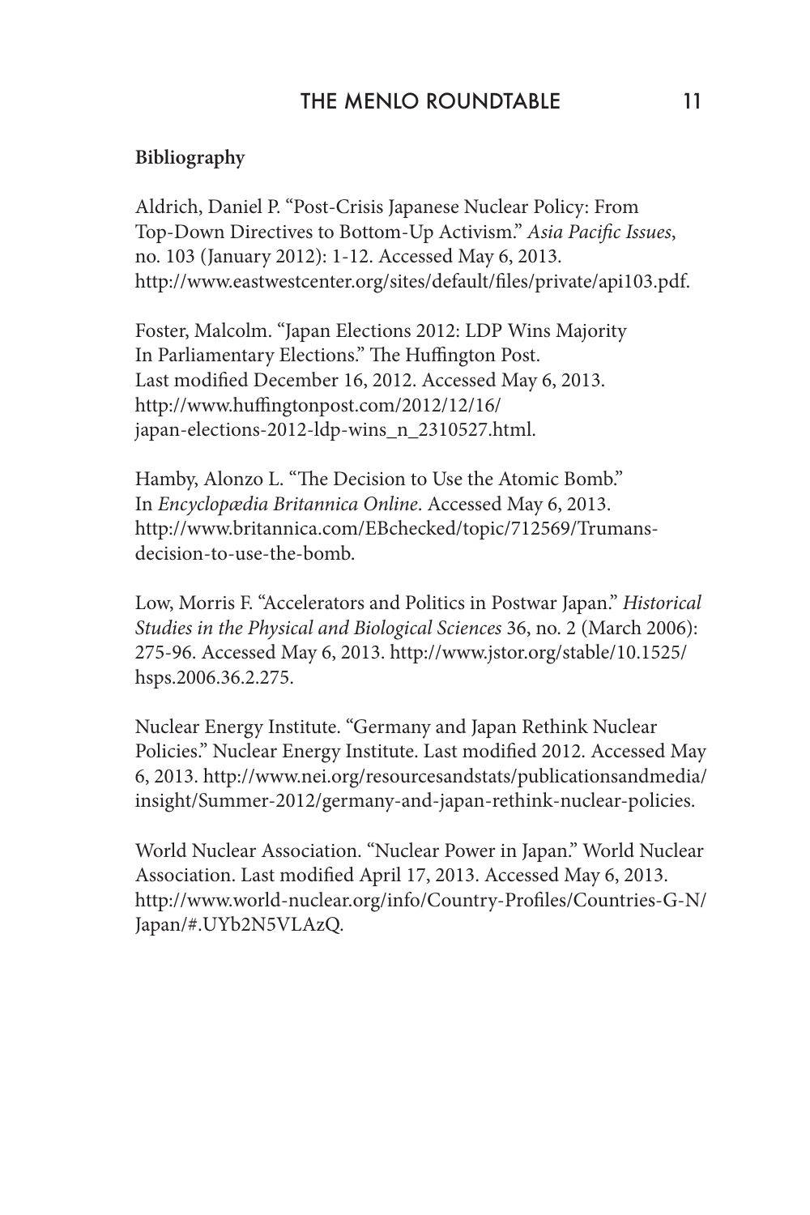**Bibliography**

Aldrich, Daniel P. "Post-Crisis Japanese Nuclear Policy: From Top-Down Directives to Bottom-Up Activism." *Asia Pacific Issues*, no. 103 (January 2012): 1-12. Accessed May 6, 2013. http://www.eastwestcenter.org/sites/default/files/private/api103.pdf.

Foster, Malcolm. "Japan Elections 2012: LDP Wins Majority In Parliamentary Elections." The Huffington Post. Last modified December 16, 2012. Accessed May 6, 2013. http://www.huffingtonpost.com/2012/12/16/japan-elections-2012-ldp-wins_n_2310527.html.

Hamby, Alonzo L. "The Decision to Use the Atomic Bomb." In *Encyclopædia Britannica Online*. Accessed May 6, 2013. http://www.britannica.com/EBchecked/topic/712569/Trumans-decision-to-use-the-bomb.

Low, Morris F. "Accelerators and Politics in Postwar Japan." *Historical Studies in the Physical and Biological Sciences* 36, no. 2 (March 2006): 275-96. Accessed May 6, 2013. http://www.jstor.org/stable/10.1525/hsps.2006.36.2.275.

Nuclear Energy Institute. "Germany and Japan Rethink Nuclear Policies." Nuclear Energy Institute. Last modified 2012. Accessed May 6, 2013. http://www.nei.org/resourcesandstats/publicationsandmedia/insight/Summer-2012/germany-and-japan-rethink-nuclear-policies.

World Nuclear Association. "Nuclear Power in Japan." World Nuclear Association. Last modified April 17, 2013. Accessed May 6, 2013. http://www.world-nuclear.org/info/Country-Profiles/Countries-G-N/Japan/#.UYb2N5VLAzQ.